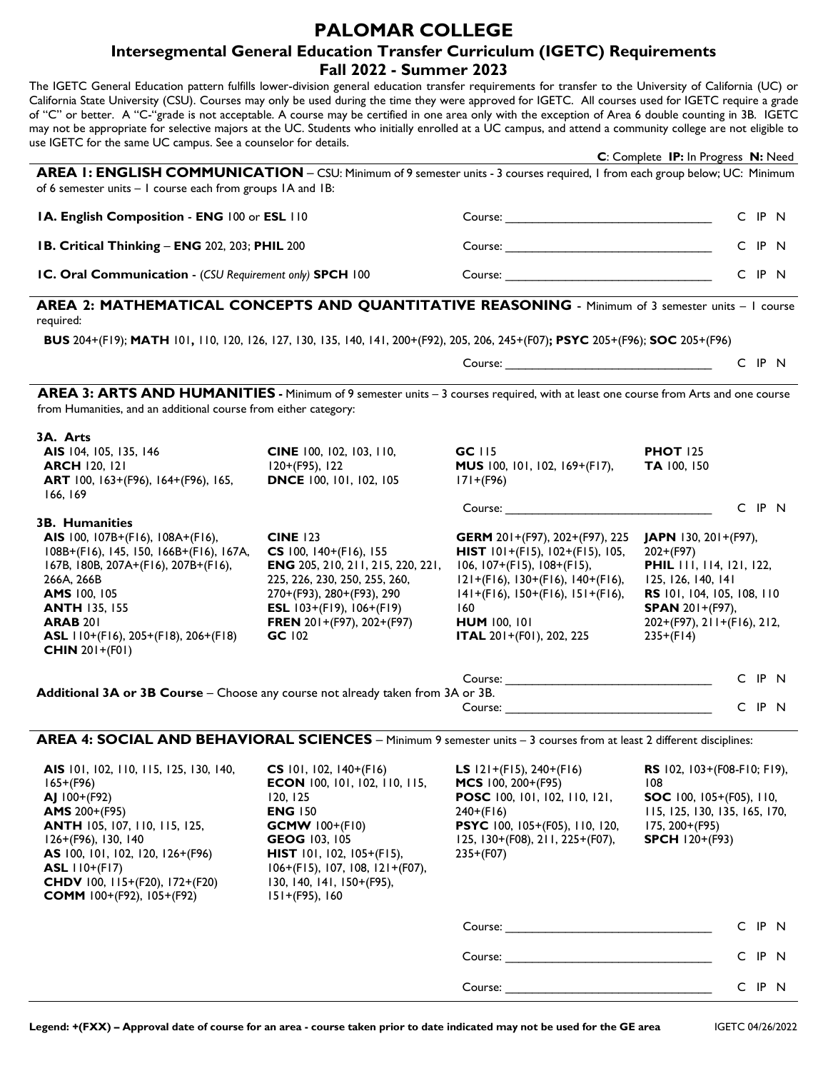# PALOMAR COLLEGE

## Intersegmental General Education Transfer Curriculum (IGETC) Requirements

## Fall 2022 - Summer 2023

The IGETC General Education pattern fulfills lower-division general education transfer requirements for transfer to the University of California (UC) or California State University (CSU). Courses may only be used during the time they were approved for IGETC. All courses used for IGETC require a grade of "C" or better. A "C-"grade is not acceptable. A course may be certified in one area only with the exception of Area 6 double counting in 3B. IGETC may not be appropriate for selective majors at the UC. Students who initially enrolled at a UC campus, and attend a community college are not eligible to use IGETC for the same UC campus. See a counselor for details.

**C**: Complete **IP:** In Progress **N:** Need

### AREA 1: ENGLISH COMMUNICATION – CSU: Minimum of 9 semester units - 3 courses required, 1 from each group below; UC: Minimum of 6 semester units – 1 course each from groups 1A and 1B:

**1A. English Composition** - **ENG** 100 or **ESL** 110 — Course: ________________ C IP N

**1B. Critical Thinking** – **ENG** 202, 203; **PHIL** 200 — Course: ________________ C IP N

**1C. Oral Communication** - (*CSU Requirement only*) **SPCH** 100 — Course: ________________ C IP N

### AREA 2: MATHEMATICAL CONCEPTS AND QUANTITATIVE REASONING - Minimum of 3 semester units – 1 course required:

**BUS** 204+(F19); **MATH** 101, 110, 120, 126, 127, 130, 135, 140, 141, 200+(F92), 205, 206, 245+(F07)**;** **PSYC** 205+(F96); **SOC** 205+(F96)

Course: ________________ C IP N

### AREA 3: ARTS AND HUMANITIES - Minimum of 9 semester units – 3 courses required, with at least one course from Arts and one course from Humanities, and an additional course from either category:

**3A. Arts**

**AIS** 104, 105, 135, 146
**ARCH** 120, 121
**ART** 100, 163+(F96), 164+(F96), 165, 166, 169
**CINE** 100, 102, 103, 110, 120+(F95), 122
**DNCE** 100, 101, 102, 105
**GC** 115
**MUS** 100, 101, 102, 169+(F17), 171+(F96)
**PHOT** 125
**TA** 100, 150

Course: ________________ C IP N

**3B. Humanities**

**AIS** 100, 107B+(F16), 108A+(F16), 108B+(F16), 145, 150, 166B+(F16), 167A, 167B, 180B, 207A+(F16), 207B+(F16), 266A, 266B
**AMS** 100, 105
**ANTH** 135, 155
**ARAB** 201
**ASL** 110+(F16), 205+(F18), 206+(F18)
**CHIN** 201+(F01)
**CINE** 123
**CS** 100, 140+(F16), 155
**ENG** 205, 210, 211, 215, 220, 221, 225, 226, 230, 250, 255, 260, 270+(F93), 280+(F93), 290
**ESL** 103+(F19), 106+(F19)
**FREN** 201+(F97), 202+(F97)
**GC** 102
**GERM** 201+(F97), 202+(F97), 225
**HIST** 101+(F15), 102+(F15), 105, 106, 107+(F15), 108+(F15), 121+(F16), 130+(F16), 140+(F16), 141+(F16), 150+(F16), 151+(F16), 160
**HUM** 100, 101
**ITAL** 201+(F01), 202, 225
**JAPN** 130, 201+(F97), 202+(F97)
**PHIL** 111, 114, 121, 122, 125, 126, 140, 141
**RS** 101, 104, 105, 108, 110
**SPAN** 201+(F97), 202+(F97), 211+(F16), 212, 235+(F14)

Course: ________________ C IP N

**Additional 3A or 3B Course** – Choose any course not already taken from 3A or 3B.

Course: ________________ C IP N

### AREA 4: SOCIAL AND BEHAVIORAL SCIENCES – Minimum 9 semester units – 3 courses from at least 2 different disciplines:

**AIS** 101, 102, 110, 115, 125, 130, 140, 165+(F96)
**AJ** 100+(F92)
**AMS** 200+(F95)
**ANTH** 105, 107, 110, 115, 125, 126+(F96), 130, 140
**AS** 100, 101, 102, 120, 126+(F96)
**ASL** 110+(F17)
**CHDV** 100, 115+(F20), 172+(F20)
**COMM** 100+(F92), 105+(F92)
**CS** 101, 102, 140+(F16)
**ECON** 100, 101, 102, 110, 115, 120, 125
**ENG** 150
**GCMW** 100+(F10)
**GEOG** 103, 105
**HIST** 101, 102, 105+(F15), 106+(F15), 107, 108, 121+(F07), 130, 140, 141, 150+(F95), 151+(F95), 160
**LS** 121+(F15), 240+(F16)
**MCS** 100, 200+(F95)
**POSC** 100, 101, 102, 110, 121, 240+(F16)
**PSYC** 100, 105+(F05), 110, 120, 125, 130+(F08), 211, 225+(F07), 235+(F07)
**RS** 102, 103+(F08-F10; F19), 108
**SOC** 100, 105+(F05), 110, 115, 125, 130, 135, 165, 170, 175, 200+(F95)
**SPCH** 120+(F93)

Course: ________________ C IP N

Course: ________________ C IP N

Course: ________________ C IP N

**Legend: +(FXX) – Approval date of course for an area - course taken prior to date indicated may not be used for the GE area**

IGETC 04/26/2022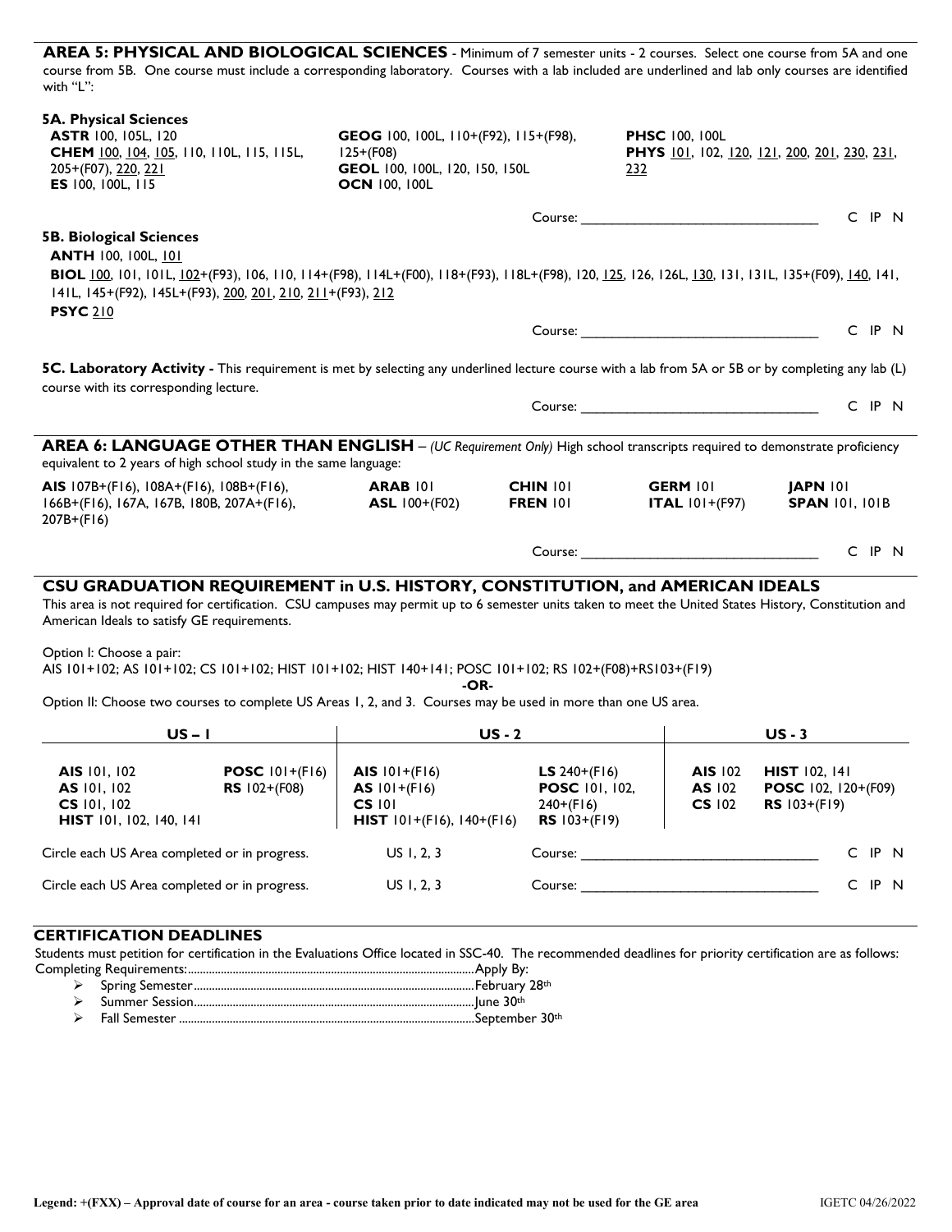## AREA 5: PHYSICAL AND BIOLOGICAL SCIENCES

- Minimum of 7 semester units - 2 courses. Select one course from 5A and one course from 5B. One course must include a corresponding laboratory. Courses with a lab included are underlined and lab only courses are identified with "L":

### 5A. Physical Sciences

**ASTR** 100, 105L, 120
**CHEM** 100, 104, 105, 110, 110L, 115, 115L, 205+(F07), 220, 221
**ES** 100, 100L, 115
**GEOG** 100, 100L, 110+(F92), 115+(F98), 125+(F08)
**GEOL** 100, 100L, 120, 150, 150L
**OCN** 100, 100L
**PHSC** 100, 100L
**PHYS** 101, 102, 120, 121, 200, 201, 230, 231, 232

Course: ______________________________ C IP N

### 5B. Biological Sciences

**ANTH** 100, 100L, 101
**BIOL** 100, 101, 101L, 102+(F93), 106, 110, 114+(F98), 114L+(F00), 118+(F93), 118L+(F98), 120, 125, 126, 126L, 130, 131, 131L, 135+(F09), 140, 141, 141L, 145+(F92), 145L+(F93), 200, 201, 210, 211+(F93), 212
**PSYC** 210

Course: ______________________________ C IP N

### 5C. Laboratory Activity

**5C. Laboratory Activity -** This requirement is met by selecting any underlined lecture course with a lab from 5A or 5B or by completing any lab (L) course with its corresponding lecture.

Course: ______________________________ C IP N

## AREA 6: LANGUAGE OTHER THAN ENGLISH

– *(UC Requirement Only)* High school transcripts required to demonstrate proficiency equivalent to 2 years of high school study in the same language:

**AIS** 107B+(F16), 108A+(F16), 108B+(F16), 166B+(F16), 167A, 167B, 180B, 207A+(F16), 207B+(F16)
**ARAB** 101
**ASL** 100+(F02)
**CHIN** 101
**FREN** 101
**GERM** 101
**ITAL** 101+(F97)
**JAPN** 101
**SPAN** 101, 101B

Course: ______________________________ C IP N

## CSU GRADUATION REQUIREMENT in U.S. HISTORY, CONSTITUTION, and AMERICAN IDEALS

This area is not required for certification. CSU campuses may permit up to 6 semester units taken to meet the United States History, Constitution and American Ideals to satisfy GE requirements.

Option I: Choose a pair:
AIS 101+102; AS 101+102; CS 101+102; HIST 101+102; HIST 140+141; POSC 101+102; RS 102+(F08)+RS103+(F19)

**-OR-**

Option II: Choose two courses to complete US Areas 1, 2, and 3. Courses may be used in more than one US area.

| US – 1 | | US - 2 | | US - 3 | |
|---|---|---|---|---|---|
| **AIS** 101, 102<br>**AS** 101, 102<br>**CS** 101, 102<br>**HIST** 101, 102, 140, 141 | **POSC** 101+(F16)<br>**RS** 102+(F08) | **AIS** 101+(F16)<br>**AS** 101+(F16)<br>**CS** 101<br>**HIST** 101+(F16), 140+(F16) | **LS** 240+(F16)<br>**POSC** 101, 102, 240+(F16)<br>**RS** 103+(F19) | **AIS** 102<br>**AS** 102<br>**CS** 102 | **HIST** 102, 141<br>**POSC** 102, 120+(F09)<br>**RS** 103+(F19) |

Circle each US Area completed or in progress. US 1, 2, 3 Course: ______________________________ C IP N

Circle each US Area completed or in progress. US 1, 2, 3 Course: ______________________________ C IP N

## CERTIFICATION DEADLINES

Students must petition for certification in the Evaluations Office located in SSC-40. The recommended deadlines for priority certification are as follows:

Completing Requirements:........................................Apply By:

- Spring Semester........................................February 28th
- Summer Session........................................June 30th
- Fall Semester ........................................September 30th

**Legend: +(FXX) – Approval date of course for an area - course taken prior to date indicated may not be used for the GE area**

IGETC 04/26/2022